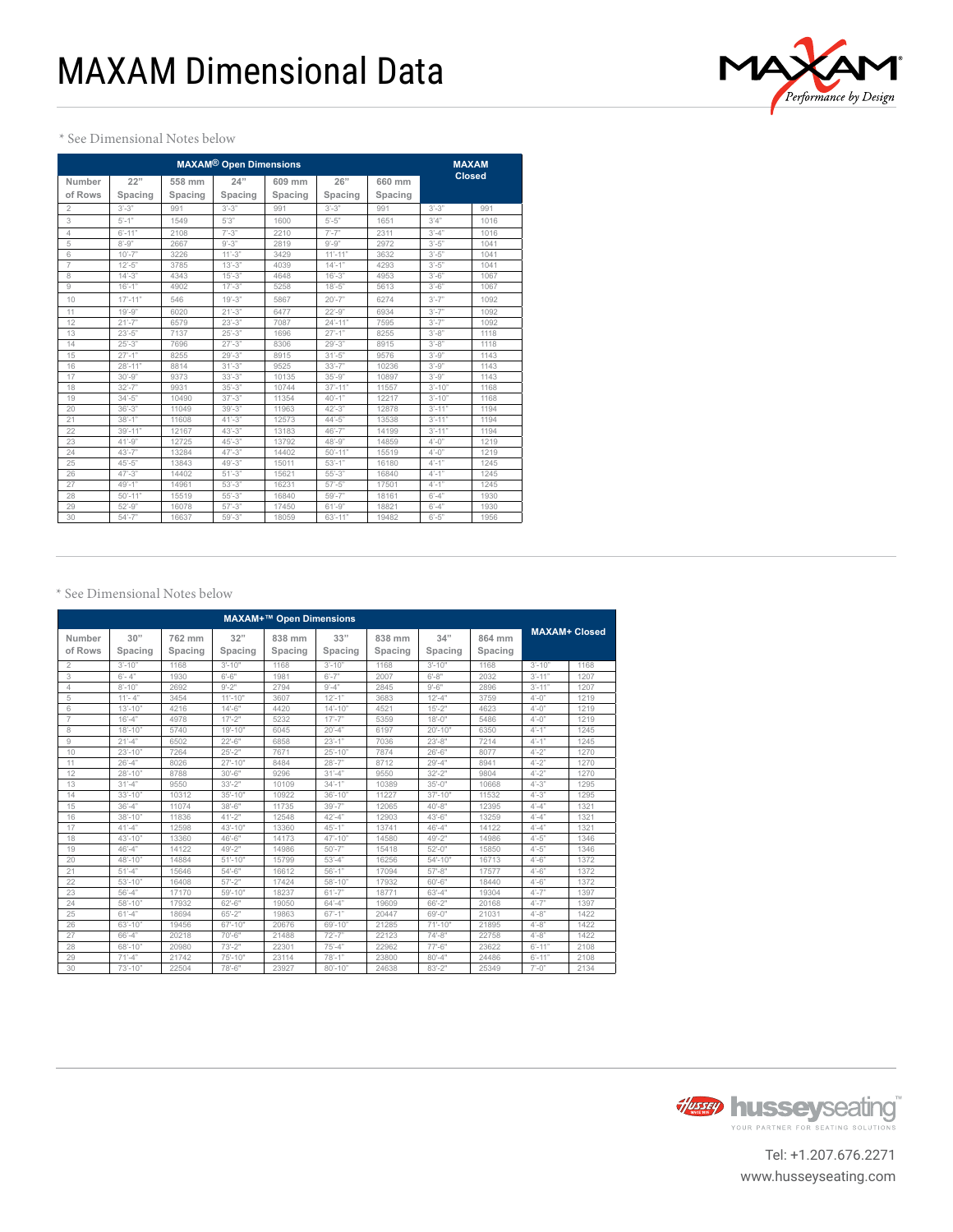# MAXAM Dimensional Data

MAXAM® Performance by Design

\* See Dimensional Notes below

| MAXAM® Open Dimensions | | | | | | | MAXAM Closed | |
|---|---|---|---|---|---|---|---|---|
| Number of Rows | 22" Spacing | 558 mm Spacing | 24" Spacing | 609 mm Spacing | 26" Spacing | 660 mm Spacing | | |
| 2 | 3'-3" | 991 | 3'-3" | 991 | 3'-3" | 991 | 3'-3" | 991 |
| 3 | 5'-1" | 1549 | 5'3" | 1600 | 5'-5" | 1651 | 3'4" | 1016 |
| 4 | 6'-11" | 2108 | 7'-3" | 2210 | 7'-7" | 2311 | 3'-4" | 1016 |
| 5 | 8'-9" | 2667 | 9'-3" | 2819 | 9'-9" | 2972 | 3'-5" | 1041 |
| 6 | 10'-7" | 3226 | 11'-3" | 3429 | 11'-11" | 3632 | 3'-5" | 1041 |
| 7 | 12'-5" | 3785 | 13'-3" | 4039 | 14'-1" | 4293 | 3'-5" | 1041 |
| 8 | 14'-3" | 4343 | 15'-3" | 4648 | 16'-3" | 4953 | 3'-6" | 1067 |
| 9 | 16'-1" | 4902 | 17'-3" | 5258 | 18'-5" | 5613 | 3'-6" | 1067 |
| 10 | 17'-11" | 546 | 19'-3" | 5867 | 20'-7" | 6274 | 3'-7" | 1092 |
| 11 | 19'-9" | 6020 | 21'-3" | 6477 | 22'-9" | 6934 | 3'-7" | 1092 |
| 12 | 21'-7" | 6579 | 23'-3" | 7087 | 24'-11" | 7595 | 3'-7" | 1092 |
| 13 | 23'-5" | 7137 | 25'-3" | 1696 | 27'-1" | 8255 | 3'-8" | 1118 |
| 14 | 25'-3" | 7696 | 27'-3" | 8306 | 29'-3" | 8915 | 3'-8" | 1118 |
| 15 | 27'-1" | 8255 | 29'-3" | 8915 | 31'-5" | 9576 | 3'-9" | 1143 |
| 16 | 28'-11" | 8814 | 31'-3" | 9525 | 33'-7" | 10236 | 3'-9" | 1143 |
| 17 | 30'-9" | 9373 | 33'-3" | 10135 | 35'-9" | 10897 | 3'-9" | 1143 |
| 18 | 32'-7" | 9931 | 35'-3" | 10744 | 37'-11" | 11557 | 3'-10" | 1168 |
| 19 | 34'-5" | 10490 | 37'-3" | 11354 | 40'-1" | 12217 | 3'-10" | 1168 |
| 20 | 36'-3" | 11049 | 39'-3" | 11963 | 42'-3" | 12878 | 3'-11" | 1194 |
| 21 | 38'-1" | 11608 | 41'-3" | 12573 | 44'-5" | 13538 | 3'-11" | 1194 |
| 22 | 39'-11" | 12167 | 43'-3" | 13183 | 46'-7" | 14199 | 3'-11" | 1194 |
| 23 | 41'-9" | 12725 | 45'-3" | 13792 | 48'-9" | 14859 | 4'-0" | 1219 |
| 24 | 43'-7" | 13284 | 47'-3" | 14402 | 50'-11" | 15519 | 4'-0" | 1219 |
| 25 | 45'-5" | 13843 | 49'-3" | 15011 | 53'-1" | 16180 | 4'-1" | 1245 |
| 26 | 47'-3" | 14402 | 51'-3" | 15621 | 55'-3" | 16840 | 4'-1" | 1245 |
| 27 | 49'-1" | 14961 | 53'-3" | 16231 | 57'-5" | 17501 | 4'-1" | 1245 |
| 28 | 50'-11" | 15519 | 55'-3" | 16840 | 59'-7" | 18161 | 6'-4" | 1930 |
| 29 | 52'-9" | 16078 | 57'-3" | 17450 | 61'-9" | 18821 | 6'-4" | 1930 |
| 30 | 54'-7" | 16637 | 59'-3" | 18059 | 63'-11" | 19482 | 6'-5" | 1956 |

\* See Dimensional Notes below

| MAXAM+™ Open Dimensions | | | | | | | | | MAXAM+ Closed | |
|---|---|---|---|---|---|---|---|---|---|---|
| Number of Rows | 30" Spacing | 762 mm Spacing | 32" Spacing | 838 mm Spacing | 33" Spacing | 838 mm Spacing | 34" Spacing | 864 mm Spacing | | |
| 2 | 3'-10" | 1168 | 3'-10" | 1168 | 3'-10" | 1168 | 3'-10" | 1168 | 3'-10" | 1168 |
| 3 | 6'- 4" | 1930 | 6'-6" | 1981 | 6'-7" | 2007 | 6'-8" | 2032 | 3'-11" | 1207 |
| 4 | 8'-10" | 2692 | 9'-2" | 2794 | 9'-4" | 2845 | 9'-6" | 2896 | 3'-11" | 1207 |
| 5 | 11'- 4" | 3454 | 11'-10" | 3607 | 12'-1" | 3683 | 12'-4" | 3759 | 4'-0" | 1219 |
| 6 | 13'-10" | 4216 | 14'-6" | 4420 | 14'-10" | 4521 | 15'-2" | 4623 | 4'-0" | 1219 |
| 7 | 16'-4" | 4978 | 17'-2" | 5232 | 17'-7" | 5359 | 18'-0" | 5486 | 4'-0" | 1219 |
| 8 | 18'-10" | 5740 | 19'-10" | 6045 | 20'-4" | 6197 | 20'-10" | 6350 | 4'-1" | 1245 |
| 9 | 21'-4" | 6502 | 22'-6" | 6858 | 23'-1" | 7036 | 23'-8" | 7214 | 4'-1" | 1245 |
| 10 | 23'-10" | 7264 | 25'-2" | 7671 | 25'-10" | 7874 | 26'-6" | 8077 | 4'-2" | 1270 |
| 11 | 26'-4" | 8026 | 27'-10" | 8484 | 28'-7" | 8712 | 29'-4" | 8941 | 4'-2" | 1270 |
| 12 | 28'-10" | 8788 | 30'-6" | 9296 | 31'-4" | 9550 | 32'-2" | 9804 | 4'-2" | 1270 |
| 13 | 31'-4" | 9550 | 33'-2" | 10109 | 34'-1" | 10389 | 35'-0" | 10668 | 4'-3" | 1295 |
| 14 | 33'-10" | 10312 | 35'-10" | 10922 | 36'-10" | 11227 | 37'-10" | 11532 | 4'-3" | 1295 |
| 15 | 36'-4" | 11074 | 38'-6" | 11735 | 39'-7" | 12065 | 40'-8" | 12395 | 4'-4" | 1321 |
| 16 | 38'-10" | 11836 | 41'-2" | 12548 | 42'-4" | 12903 | 43'-6" | 13259 | 4'-4" | 1321 |
| 17 | 41'-4" | 12598 | 43'-10" | 13360 | 45'-1" | 13741 | 46'-4" | 14122 | 4'-4" | 1321 |
| 18 | 43'-10" | 13360 | 46'-6" | 14173 | 47'-10" | 14580 | 49'-2" | 14986 | 4'-5" | 1346 |
| 19 | 46'-4" | 14122 | 49'-2" | 14986 | 50'-7" | 15418 | 52'-0" | 15850 | 4'-5" | 1346 |
| 20 | 48'-10" | 14884 | 51'-10" | 15799 | 53'-4" | 16256 | 54'-10" | 16713 | 4'-6" | 1372 |
| 21 | 51'-4" | 15646 | 54'-6" | 16612 | 56'-1" | 17094 | 57'-8" | 17577 | 4'-6" | 1372 |
| 22 | 53'-10" | 16408 | 57'-2" | 17424 | 58'-10" | 17932 | 60'-6" | 18440 | 4'-6" | 1372 |
| 23 | 56'-4" | 17170 | 59'-10" | 18237 | 61'-7" | 18771 | 63'-4" | 19304 | 4'-7" | 1397 |
| 24 | 58'-10" | 17932 | 62'-6" | 19050 | 64'-4" | 19609 | 66'-2" | 20168 | 4'-7" | 1397 |
| 25 | 61'-4" | 18694 | 65'-2" | 19863 | 67'-1" | 20447 | 69'-0" | 21031 | 4'-8" | 1422 |
| 26 | 63'-10" | 19456 | 67'-10" | 20676 | 69'-10" | 21285 | 71'-10" | 21895 | 4'-8" | 1422 |
| 27 | 66'-4" | 20218 | 70'-6" | 21488 | 72'-7" | 22123 | 74'-8" | 22758 | 4'-8" | 1422 |
| 28 | 68'-10" | 20980 | 73'-2" | 22301 | 75'-4" | 22962 | 77'-6" | 23622 | 6'-11" | 2108 |
| 29 | 71'-4" | 21742 | 75'-10" | 23114 | 78'-1" | 23800 | 80'-4" | 24486 | 6'-11" | 2108 |
| 30 | 73'-10" | 22504 | 78'-6" | 23927 | 80'-10" | 24638 | 83'-2" | 25349 | 7'-0" | 2134 |

husseyseating™ YOUR PARTNER FOR SEATING SOLUTIONS

Tel: +1.207.676.2271
www.husseyseating.com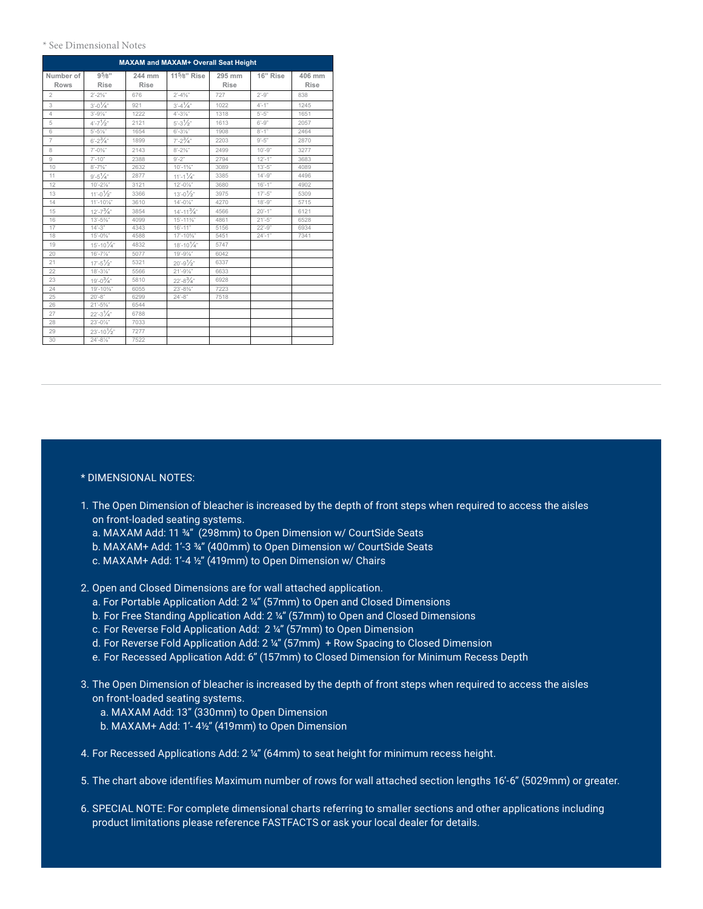* See Dimensional Notes

| MAXAM and MAXAM+ Overall Seat Height | | | | | | |
|---|---|---|---|---|---|---|
| Number of Rows | 9⅝" Rise | 244 mm Rise | 11⅝" Rise | 295 mm Rise | 16" Rise | 406 mm Rise |
| 2 | 2'-2⅝" | 676 | 2'-4⅝" | 727 | 2'-9" | 838 |
| 3 | 3'-0¼" | 921 | 3'-4¼" | 1022 | 4'-1" | 1245 |
| 4 | 3'-9⅞" | 1222 | 4'-3⅞" | 1318 | 5'-5" | 1651 |
| 5 | 4'-7½" | 2121 | 5'-3½" | 1613 | 6'-9" | 2057 |
| 6 | 5'-5⅛" | 1654 | 6'-3⅛" | 1908 | 8'-1" | 2464 |
| 7 | 6'-2¾" | 1899 | 7'-2¾" | 2203 | 9'-5" | 2870 |
| 8 | 7'-0⅜" | 2143 | 8'-2⅜" | 2499 | 10'-9" | 3277 |
| 9 | 7'-10" | 2388 | 9'-2" | 2794 | 12'-1" | 3683 |
| 10 | 8'-7⅝" | 2632 | 10'-1⅝" | 3089 | 13'-5" | 4089 |
| 11 | 9'-5¼" | 2877 | 11'-1¼" | 3385 | 14'-9" | 4496 |
| 12 | 10'-2⅞" | 3121 | 12'-0⅞" | 3680 | 16'-1" | 4902 |
| 13 | 11'-0½" | 3366 | 13'-0½" | 3975 | 17'-5" | 5309 |
| 14 | 11'-10⅛" | 3610 | 14'-0⅛" | 4270 | 18'-9" | 5715 |
| 15 | 12'-7¾" | 3854 | 14'-11¾" | 4566 | 20'-1" | 6121 |
| 16 | 13'-5⅜" | 4099 | 15'-11⅜" | 4861 | 21'-5" | 6528 |
| 17 | 14'-3" | 4343 | 16'-11" | 5156 | 22'-9" | 6934 |
| 18 | 15'-0⅝" | 4588 | 17'-10⅝" | 5451 | 24'-1" | 7341 |
| 19 | 15'-10¼" | 4832 | 18'-10¼" | 5747 | | |
| 20 | 16'-7⅞" | 5077 | 19'-9⅞" | 6042 | | |
| 21 | 17'-5½" | 5321 | 20'-9½" | 6337 | | |
| 22 | 18'-3⅛" | 5566 | 21'-9⅛" | 6633 | | |
| 23 | 19'-0¾" | 5810 | 22'-8¾" | 6928 | | |
| 24 | 19'-10⅜" | 6055 | 23'-8⅜" | 7223 | | |
| 25 | 20'-8" | 6299 | 24'-8" | 7518 | | |
| 26 | 21'-5⅝" | 6544 | | | | |
| 27 | 22'-3¼" | 6788 | | | | |
| 28 | 23'-0⅞" | 7033 | | | | |
| 29 | 23'-10½" | 7277 | | | | |
| 30 | 24'-8⅛" | 7522 | | | | |

\* DIMENSIONAL NOTES:

1. The Open Dimension of bleacher is increased by the depth of front steps when required to access the aisles on front-loaded seating systems.
   a. MAXAM Add: 11 ¾" (298mm) to Open Dimension w/ CourtSide Seats
   b. MAXAM+ Add: 1'-3 ¾" (400mm) to Open Dimension w/ CourtSide Seats
   c. MAXAM+ Add: 1'-4 ½" (419mm) to Open Dimension w/ Chairs

2. Open and Closed Dimensions are for wall attached application.
   a. For Portable Application Add: 2 ¼" (57mm) to Open and Closed Dimensions
   b. For Free Standing Application Add: 2 ¼" (57mm) to Open and Closed Dimensions
   c. For Reverse Fold Application Add: 2 ¼" (57mm) to Open Dimension
   d. For Reverse Fold Application Add: 2 ¼" (57mm) + Row Spacing to Closed Dimension
   e. For Recessed Application Add: 6" (157mm) to Closed Dimension for Minimum Recess Depth

3. The Open Dimension of bleacher is increased by the depth of front steps when required to access the aisles on front-loaded seating systems.
   a. MAXAM Add: 13" (330mm) to Open Dimension
   b. MAXAM+ Add: 1'- 4½" (419mm) to Open Dimension

4. For Recessed Applications Add: 2 ¼" (64mm) to seat height for minimum recess height.

5. The chart above identifies Maximum number of rows for wall attached section lengths 16'-6" (5029mm) or greater.

6. SPECIAL NOTE: For complete dimensional charts referring to smaller sections and other applications including product limitations please reference FASTFACTS or ask your local dealer for details.